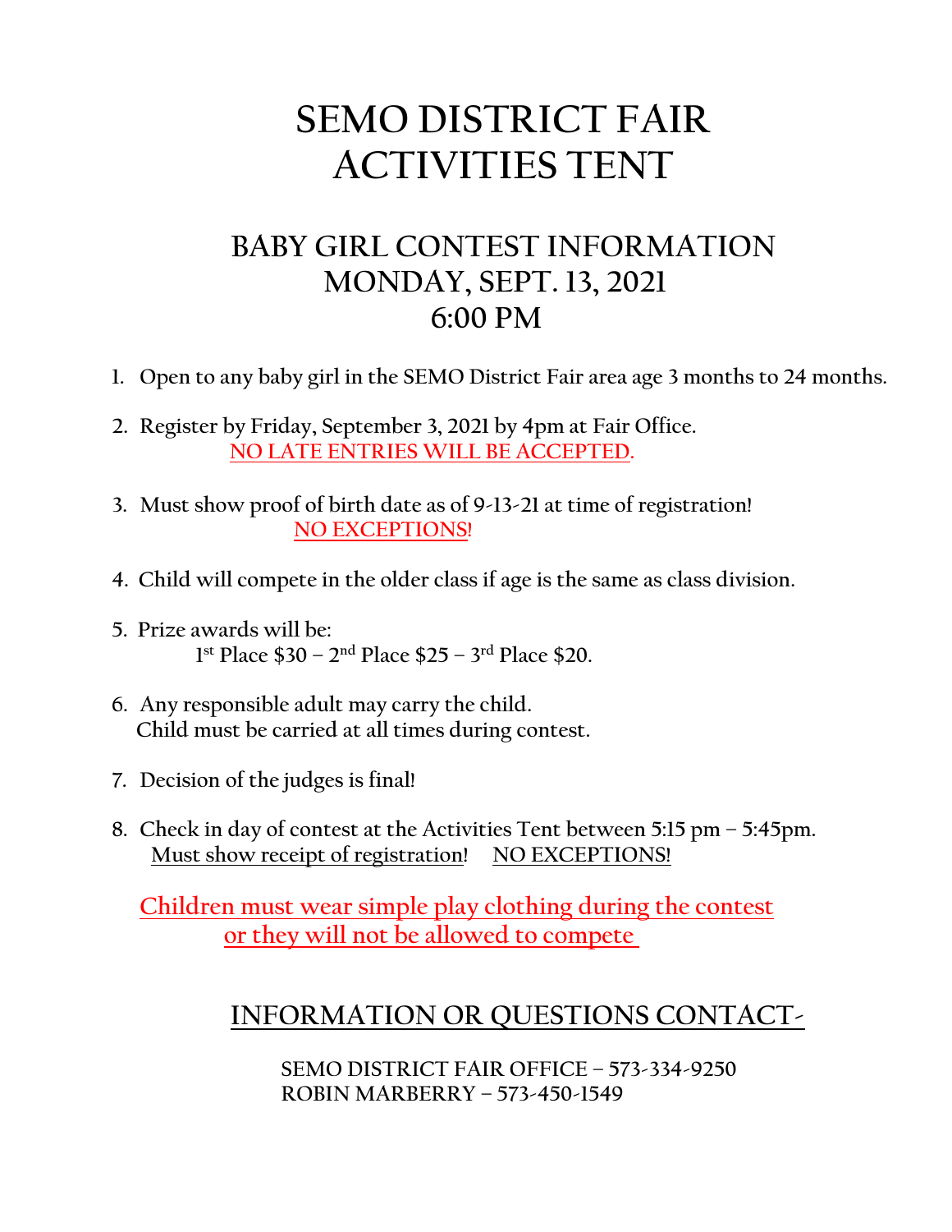# SEMO DISTRICT FAIR ACTIVITIES TENT

## BABY GIRL CONTEST INFORMATION MONDAY, SEPT. 13, 2021 6:00 PM

1. Open to any baby girl in the SEMO District Fair area age 3 months to 24 months.
2. Register by Friday, September 3, 2021 by 4pm at Fair Office.
   NO LATE ENTRIES WILL BE ACCEPTED.
3. Must show proof of birth date as of 9-13-21 at time of registration!
   NO EXCEPTIONS!
4. Child will compete in the older class if age is the same as class division.
5. Prize awards will be:
   1st Place \$30 – 2nd Place \$25 – 3rd Place \$20.
6. Any responsible adult may carry the child.
   Child must be carried at all times during contest.
7. Decision of the judges is final!
8. Check in day of contest at the Activities Tent between 5:15 pm – 5:45pm.
   Must show receipt of registration! NO EXCEPTIONS!

**Children must wear simple play clothing during the contest or they will not be allowed to compete**

## INFORMATION OR QUESTIONS CONTACT-

SEMO DISTRICT FAIR OFFICE – 573-334-9250
ROBIN MARBERRY – 573-450-1549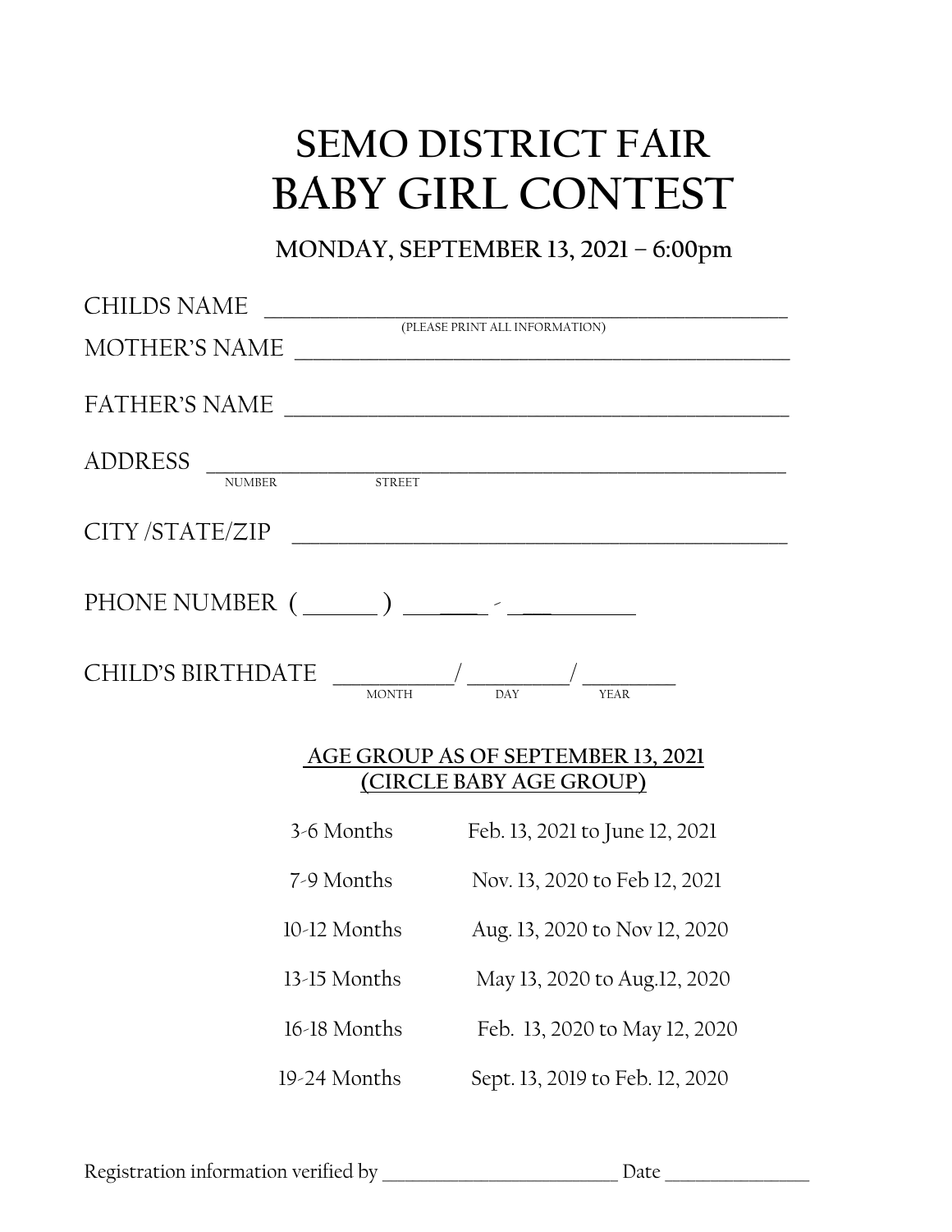# SEMO DISTRICT FAIR
# BABY GIRL CONTEST

**MONDAY, SEPTEMBER 13, 2021 – 6:00pm**

CHILDS NAME ________________________________________________
(PLEASE PRINT ALL INFORMATION)

MOTHER'S NAME ______________________________________________

FATHER'S NAME ______________________________________________

ADDRESS _____________________________________________________
NUMBER STREET

CITY /STATE/ZIP _____________________________________________

PHONE NUMBER ( _______ ) ________ - ___________

CHILD'S BIRTHDATE ___________/ _________/ _________
MONTH DAY YEAR

**AGE GROUP AS OF SEPTEMBER 13, 2021**
**(CIRCLE BABY AGE GROUP)**

| | |
|---|---|
| 3-6 Months | Feb. 13, 2021 to June 12, 2021 |
| 7-9 Months | Nov. 13, 2020 to Feb 12, 2021 |
| 10-12 Months | Aug. 13, 2020 to Nov 12, 2020 |
| 13-15 Months | May 13, 2020 to Aug.12, 2020 |
| 16-18 Months | Feb. 13, 2020 to May 12, 2020 |
| 19-24 Months | Sept. 13, 2019 to Feb. 12, 2020 |

Registration information verified by __________________________ Date ________________